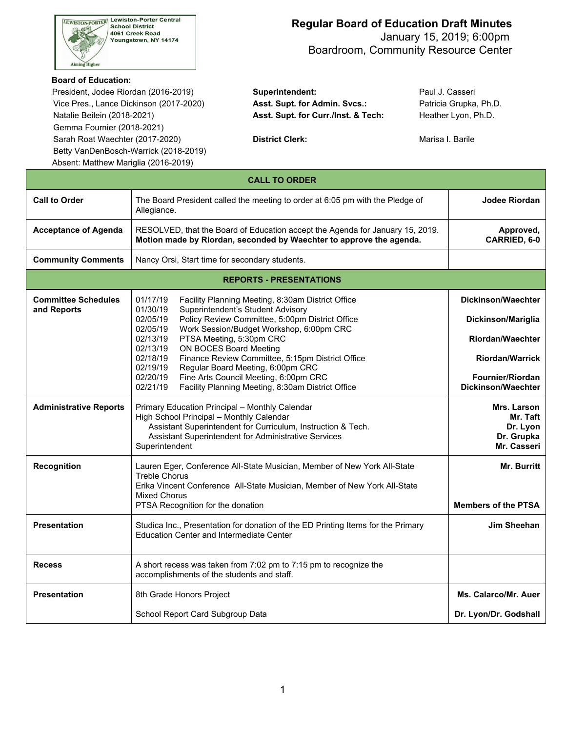Lewiston-Porter Central School District
4061 Creek Road
Youngstown, NY 14174

# Regular Board of Education Draft Minutes

January 15, 2019; 6:00pm
Boardroom, Community Resource Center

**Board of Education:**
President, Jodee Riordan (2016-2019)
Vice Pres., Lance Dickinson (2017-2020)
Natalie Beilein (2018-2021)
Gemma Fournier (2018-2021)
Sarah Roat Waechter (2017-2020)
Betty VanDenBosch-Warrick (2018-2019)
Absent: Matthew Mariglia (2016-2019)

**Superintendent:** Paul J. Casseri
**Asst. Supt. for Admin. Svcs.:** Patricia Grupka, Ph.D.
**Asst. Supt. for Curr./Inst. & Tech:** Heather Lyon, Ph.D.

**District Clerk:** Marisa I. Barile

| CALL TO ORDER | | |
|---|---|---|
| **Call to Order** | The Board President called the meeting to order at 6:05 pm with the Pledge of Allegiance. | **Jodee Riordan** |
| **Acceptance of Agenda** | RESOLVED, that the Board of Education accept the Agenda for January 15, 2019. **Motion made by Riordan, seconded by Waechter to approve the agenda.** | **Approved, CARRIED, 6-0** |
| **Community Comments** | Nancy Orsi, Start time for secondary students. | |
| **REPORTS - PRESENTATIONS** | | |
| **Committee Schedules and Reports** | 01/17/19 Facility Planning Meeting, 8:30am District Office<br>01/30/19 Superintendent's Student Advisory<br>02/05/19 Policy Review Committee, 5:00pm District Office<br>02/05/19 Work Session/Budget Workshop, 6:00pm CRC<br>02/13/19 PTSA Meeting, 5:30pm CRC<br>02/13/19 ON BOCES Board Meeting<br>02/18/19 Finance Review Committee, 5:15pm District Office<br>02/19/19 Regular Board Meeting, 6:00pm CRC<br>02/20/19 Fine Arts Council Meeting, 6:00pm CRC<br>02/21/19 Facility Planning Meeting, 8:30am District Office | **Dickinson/Waechter**<br>**Dickinson/Mariglia**<br>**Riordan/Waechter**<br>**Riordan/Warrick**<br>**Fournier/Riordan**<br>**Dickinson/Waechter** |
| **Administrative Reports** | Primary Education Principal – Monthly Calendar<br>High School Principal – Monthly Calendar<br>Assistant Superintendent for Curriculum, Instruction & Tech.<br>Assistant Superintendent for Administrative Services<br>Superintendent | **Mrs. Larson**<br>**Mr. Taft**<br>**Dr. Lyon**<br>**Dr. Grupka**<br>**Mr. Casseri** |
| **Recognition** | Lauren Eger, Conference All-State Musician, Member of New York All-State Treble Chorus<br>Erika Vincent Conference All-State Musician, Member of New York All-State Mixed Chorus<br>PTSA Recognition for the donation | **Mr. Burritt**<br><br>**Members of the PTSA** |
| **Presentation** | Studica Inc., Presentation for donation of the ED Printing Items for the Primary Education Center and Intermediate Center | **Jim Sheehan** |
| **Recess** | A short recess was taken from 7:02 pm to 7:15 pm to recognize the accomplishments of the students and staff. | |
| **Presentation** | 8th Grade Honors Project<br><br>School Report Card Subgroup Data | **Ms. Calarco/Mr. Auer**<br><br>**Dr. Lyon/Dr. Godshall** |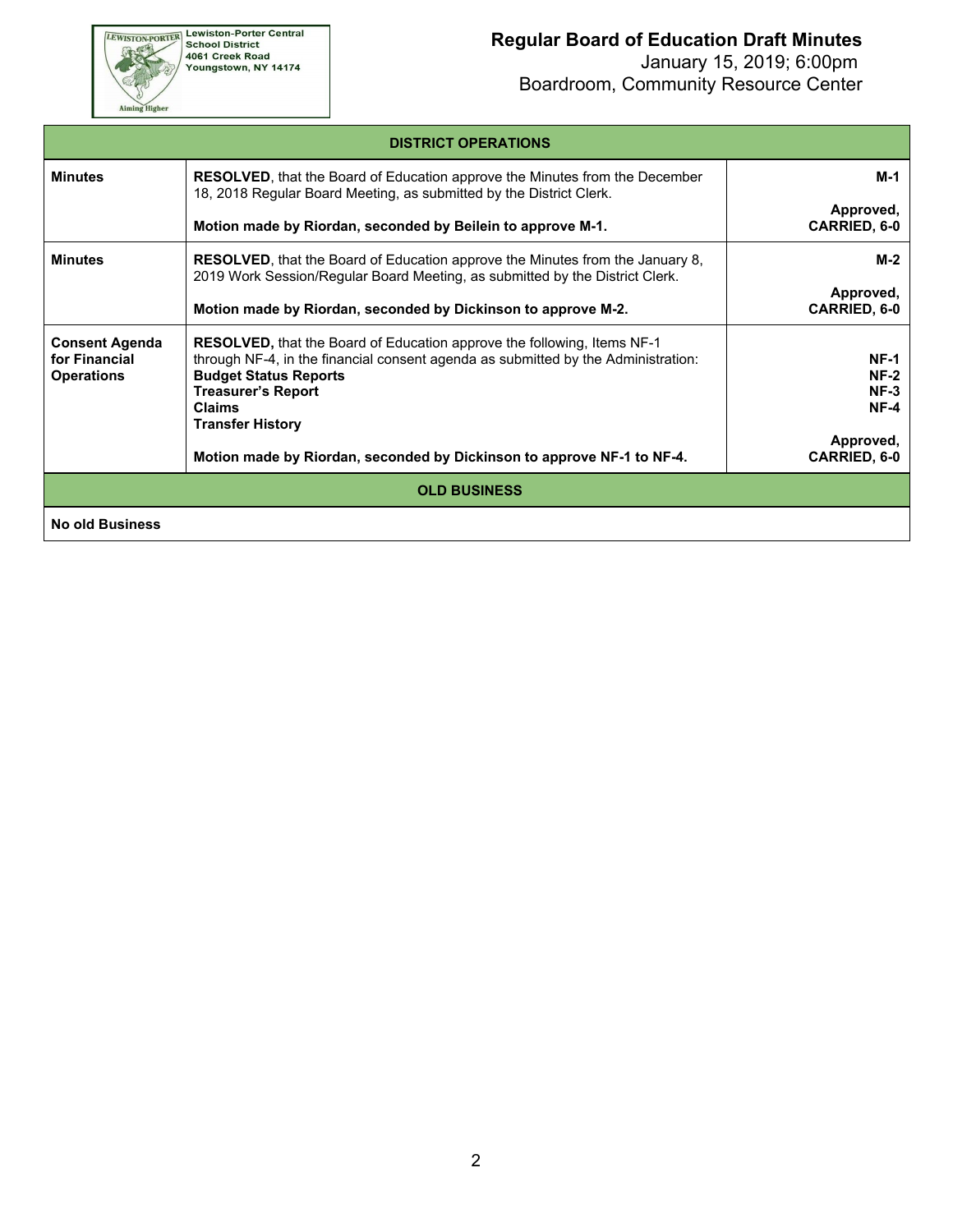# Regular Board of Education Draft Minutes

January 15, 2019; 6:00pm
Boardroom, Community Resource Center

| DISTRICT OPERATIONS | | |
|---|---|---|
| **Minutes** | **RESOLVED**, that the Board of Education approve the Minutes from the December 18, 2018 Regular Board Meeting, as submitted by the District Clerk.<br><br>**Motion made by Riordan, seconded by Beilein to approve M-1.** | **M-1**<br><br>**Approved, CARRIED, 6-0** |
| **Minutes** | **RESOLVED**, that the Board of Education approve the Minutes from the January 8, 2019 Work Session/Regular Board Meeting, as submitted by the District Clerk.<br><br>**Motion made by Riordan, seconded by Dickinson to approve M-2.** | **M-2**<br><br>**Approved, CARRIED, 6-0** |
| **Consent Agenda for Financial Operations** | **RESOLVED,** that the Board of Education approve the following, Items NF-1 through NF-4, in the financial consent agenda as submitted by the Administration:<br>**Budget Status Reports**<br>**Treasurer's Report**<br>**Claims**<br>**Transfer History**<br><br>**Motion made by Riordan, seconded by Dickinson to approve NF-1 to NF-4.** | **NF-1**<br>**NF-2**<br>**NF-3**<br>**NF-4**<br><br>**Approved, CARRIED, 6-0** |
| **OLD BUSINESS** | | |
| **No old Business** | | |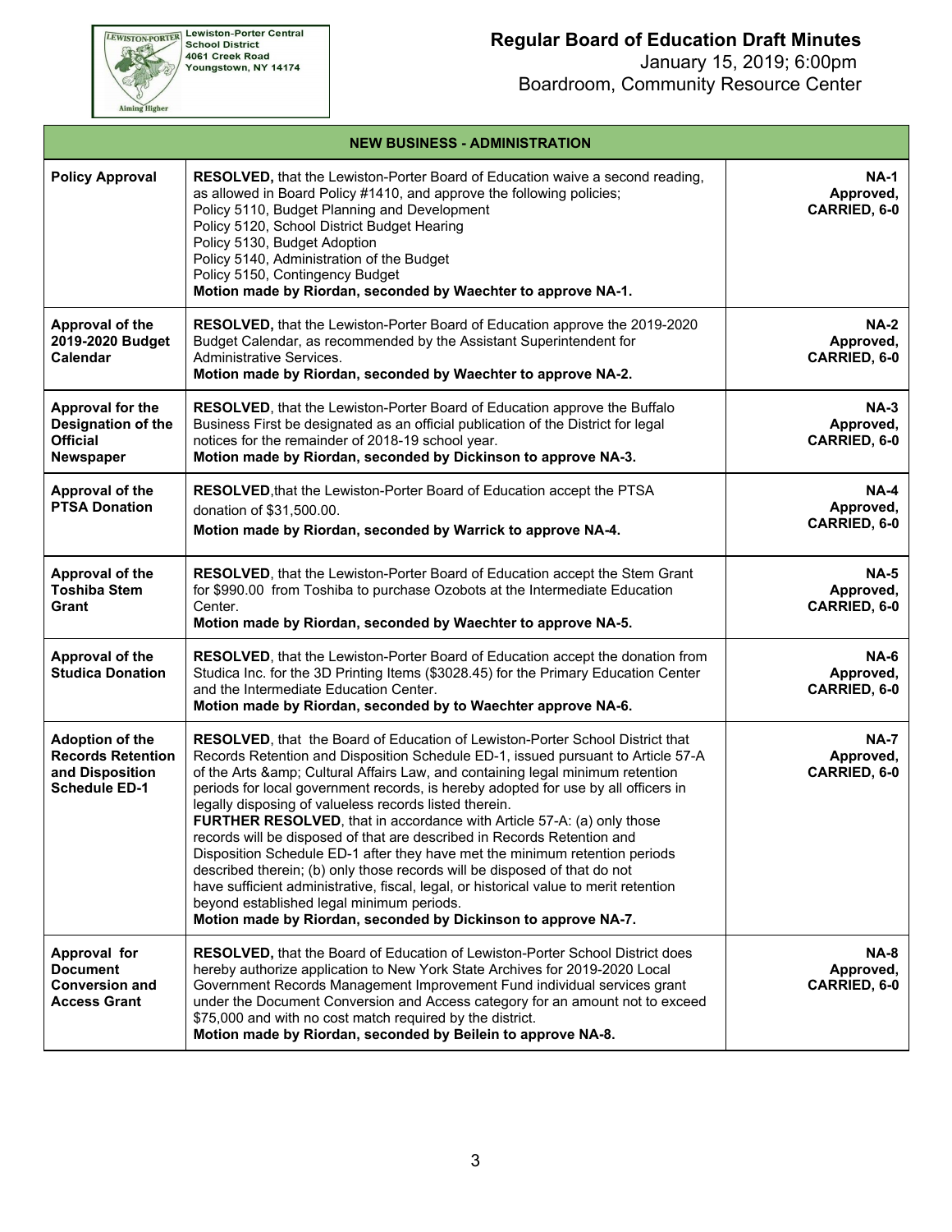Lewiston-Porter Central School District
4061 Creek Road
Youngstown, NY 14174

Aiming Higher

# Regular Board of Education Draft Minutes

January 15, 2019; 6:00pm
Boardroom, Community Resource Center

| NEW BUSINESS - ADMINISTRATION | | |
|---|---|---|
| **Policy Approval** | **RESOLVED,** that the Lewiston-Porter Board of Education waive a second reading, as allowed in Board Policy #1410, and approve the following policies;<br>Policy 5110, Budget Planning and Development<br>Policy 5120, School District Budget Hearing<br>Policy 5130, Budget Adoption<br>Policy 5140, Administration of the Budget<br>Policy 5150, Contingency Budget<br>**Motion made by Riordan, seconded by Waechter to approve NA-1.** | **NA-1 Approved, CARRIED, 6-0** |
| **Approval of the 2019-2020 Budget Calendar** | **RESOLVED,** that the Lewiston-Porter Board of Education approve the 2019-2020 Budget Calendar, as recommended by the Assistant Superintendent for Administrative Services.<br>**Motion made by Riordan, seconded by Waechter to approve NA-2.** | **NA-2 Approved, CARRIED, 6-0** |
| **Approval for the Designation of the Official Newspaper** | **RESOLVED**, that the Lewiston-Porter Board of Education approve the Buffalo Business First be designated as an official publication of the District for legal notices for the remainder of 2018-19 school year.<br>**Motion made by Riordan, seconded by Dickinson to approve NA-3.** | **NA-3 Approved, CARRIED, 6-0** |
| **Approval of the PTSA Donation** | **RESOLVED**,that the Lewiston-Porter Board of Education accept the PTSA donation of $31,500.00.<br>**Motion made by Riordan, seconded by Warrick to approve NA-4.** | **NA-4 Approved, CARRIED, 6-0** |
| **Approval of the Toshiba Stem Grant** | **RESOLVED**, that the Lewiston-Porter Board of Education accept the Stem Grant for $990.00 from Toshiba to purchase Ozobots at the Intermediate Education Center.<br>**Motion made by Riordan, seconded by Waechter to approve NA-5.** | **NA-5 Approved, CARRIED, 6-0** |
| **Approval of the Studica Donation** | **RESOLVED**, that the Lewiston-Porter Board of Education accept the donation from Studica Inc. for the 3D Printing Items ($3028.45) for the Primary Education Center and the Intermediate Education Center.<br>**Motion made by Riordan, seconded by to Waechter approve NA-6.** | **NA-6 Approved, CARRIED, 6-0** |
| **Adoption of the Records Retention and Disposition Schedule ED-1** | **RESOLVED**, that the Board of Education of Lewiston-Porter School District that Records Retention and Disposition Schedule ED-1, issued pursuant to Article 57-A of the Arts &amp; Cultural Affairs Law, and containing legal minimum retention periods for local government records, is hereby adopted for use by all officers in legally disposing of valueless records listed therein.<br>**FURTHER RESOLVED**, that in accordance with Article 57-A: (a) only those records will be disposed of that are described in Records Retention and Disposition Schedule ED-1 after they have met the minimum retention periods described therein; (b) only those records will be disposed of that do not have sufficient administrative, fiscal, legal, or historical value to merit retention beyond established legal minimum periods.<br>**Motion made by Riordan, seconded by Dickinson to approve NA-7.** | **NA-7 Approved, CARRIED, 6-0** |
| **Approval for Document Conversion and Access Grant** | **RESOLVED,** that the Board of Education of Lewiston-Porter School District does hereby authorize application to New York State Archives for 2019-2020 Local Government Records Management Improvement Fund individual services grant under the Document Conversion and Access category for an amount not to exceed $75,000 and with no cost match required by the district.<br>**Motion made by Riordan, seconded by Beilein to approve NA-8.** | **NA-8 Approved, CARRIED, 6-0** |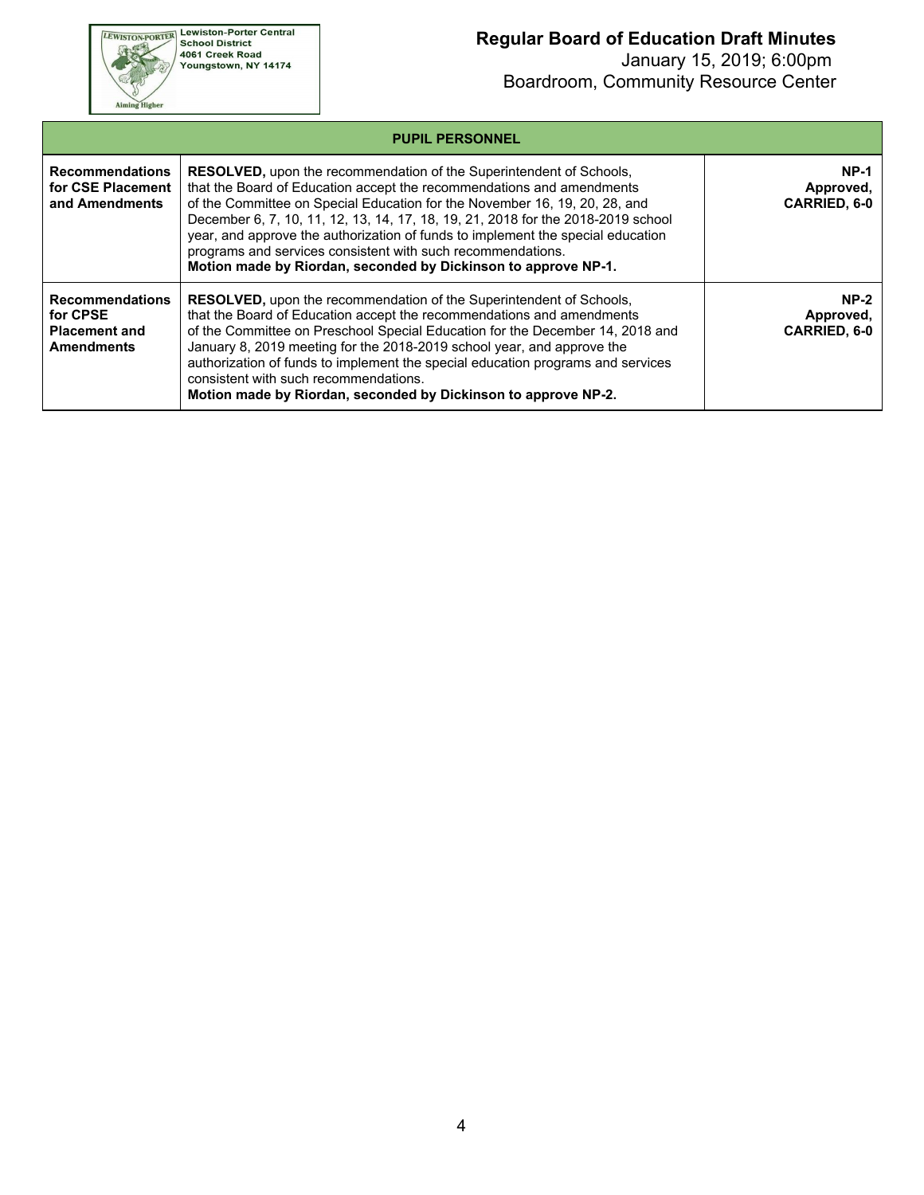| PUPIL PERSONNEL | | |
|---|---|---|
| **Recommendations for CSE Placement and Amendments** | **RESOLVED,** upon the recommendation of the Superintendent of Schools, that the Board of Education accept the recommendations and amendments of the Committee on Special Education for the November 16, 19, 20, 28, and December 6, 7, 10, 11, 12, 13, 14, 17, 18, 19, 21, 2018 for the 2018-2019 school year, and approve the authorization of funds to implement the special education programs and services consistent with such recommendations. **Motion made by Riordan, seconded by Dickinson to approve NP-1.** | **NP-1 Approved, CARRIED, 6-0** |
| **Recommendations for CPSE Placement and Amendments** | **RESOLVED,** upon the recommendation of the Superintendent of Schools, that the Board of Education accept the recommendations and amendments of the Committee on Preschool Special Education for the December 14, 2018 and January 8, 2019 meeting for the 2018-2019 school year, and approve the authorization of funds to implement the special education programs and services consistent with such recommendations. **Motion made by Riordan, seconded by Dickinson to approve NP-2.** | **NP-2 Approved, CARRIED, 6-0** |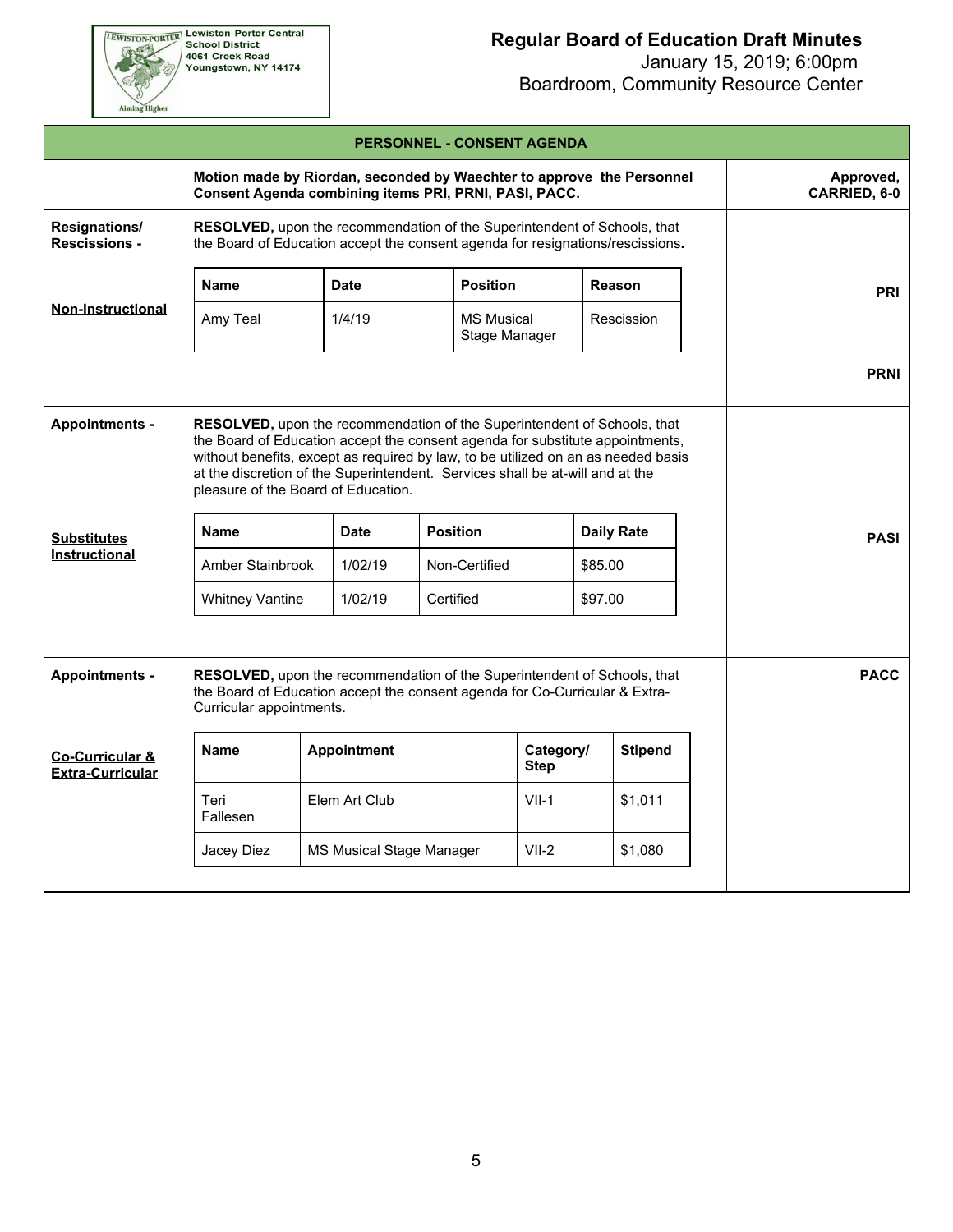Lewiston-Porter Central School District
4061 Creek Road
Youngstown, NY 14174

# Regular Board of Education Draft Minutes

January 15, 2019; 6:00pm
Boardroom, Community Resource Center

## PERSONNEL - CONSENT AGENDA

**Motion made by Riordan, seconded by Waechter to approve the Personnel Consent Agenda combining items PRI, PRNI, PASI, PACC.**

**Approved, CARRIED, 6-0**

### Resignations/ Rescissions - Non-Instructional (PRI, PRNI)

**RESOLVED,** upon the recommendation of the Superintendent of Schools, that the Board of Education accept the consent agenda for resignations/rescissions**.**

| Name | Date | Position | Reason |
|---|---|---|---|
| Amy Teal | 1/4/19 | MS Musical Stage Manager | Rescission |

### Appointments - Substitutes Instructional (PASI)

**RESOLVED,** upon the recommendation of the Superintendent of Schools, that the Board of Education accept the consent agenda for substitute appointments, without benefits, except as required by law, to be utilized on an as needed basis at the discretion of the Superintendent. Services shall be at-will and at the pleasure of the Board of Education.

| Name | Date | Position | Daily Rate |
|---|---|---|---|
| Amber Stainbrook | 1/02/19 | Non-Certified | $85.00 |
| Whitney Vantine | 1/02/19 | Certified | $97.00 |

### Appointments - Co-Curricular & Extra-Curricular (PACC)

**RESOLVED,** upon the recommendation of the Superintendent of Schools, that the Board of Education accept the consent agenda for Co-Curricular & Extra-Curricular appointments.

| Name | Appointment | Category/ Step | Stipend |
|---|---|---|---|
| Teri Fallesen | Elem Art Club | VII-1 | $1,011 |
| Jacey Diez | MS Musical Stage Manager | VII-2 | $1,080 |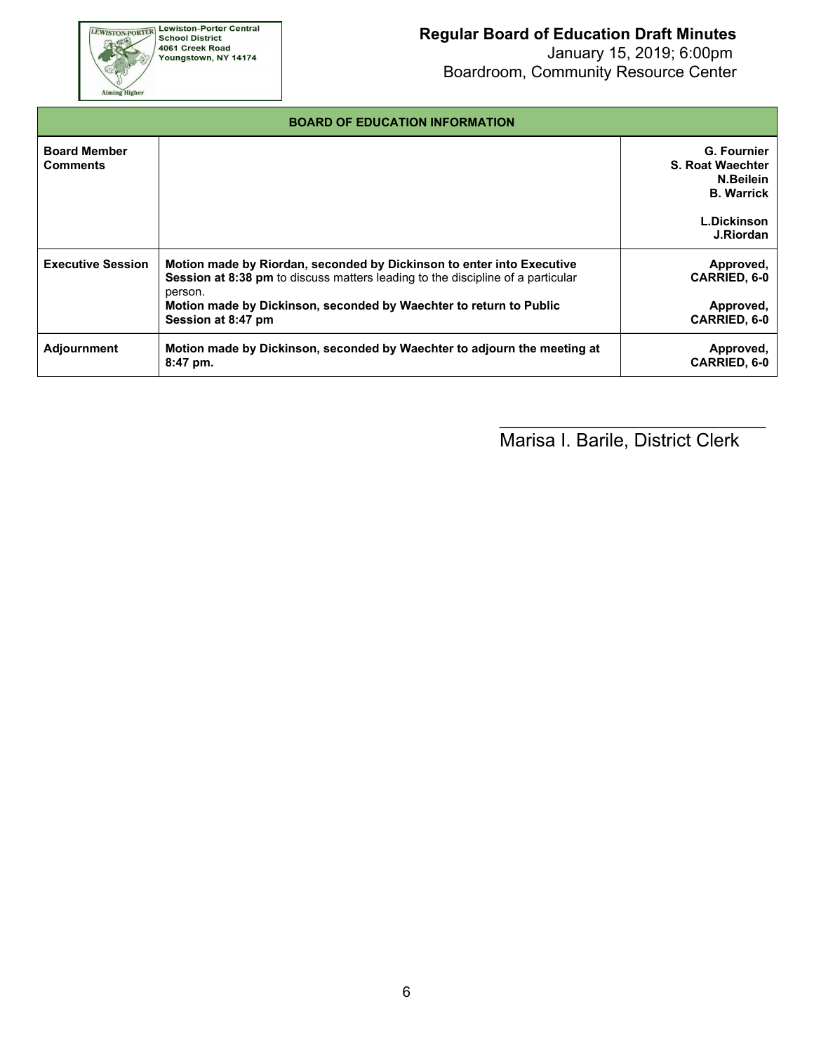**Lewiston-Porter Central School District**
**4061 Creek Road**
**Youngstown, NY 14174**

## Regular Board of Education Draft Minutes

January 15, 2019; 6:00pm
Boardroom, Community Resource Center

| BOARD OF EDUCATION INFORMATION | | |
|---|---|---|
| **Board Member Comments** | | **G. Fournier**<br>**S. Roat Waechter**<br>**N.Beilein**<br>**B. Warrick**<br><br>**L.Dickinson**<br>**J.Riordan** |
| **Executive Session** | **Motion made by Riordan, seconded by Dickinson to enter into Executive Session at 8:38 pm** to discuss matters leading to the discipline of a particular person.<br>**Motion made by Dickinson, seconded by Waechter to return to Public Session at 8:47 pm** | **Approved, CARRIED, 6-0**<br><br>**Approved, CARRIED, 6-0** |
| **Adjournment** | **Motion made by Dickinson, seconded by Waechter to adjourn the meeting at 8:47 pm.** | **Approved, CARRIED, 6-0** |

\_\_\_\_\_\_\_\_\_\_\_\_\_\_\_\_\_\_\_\_\_\_\_\_\_\_\_\_
Marisa I. Barile, District Clerk